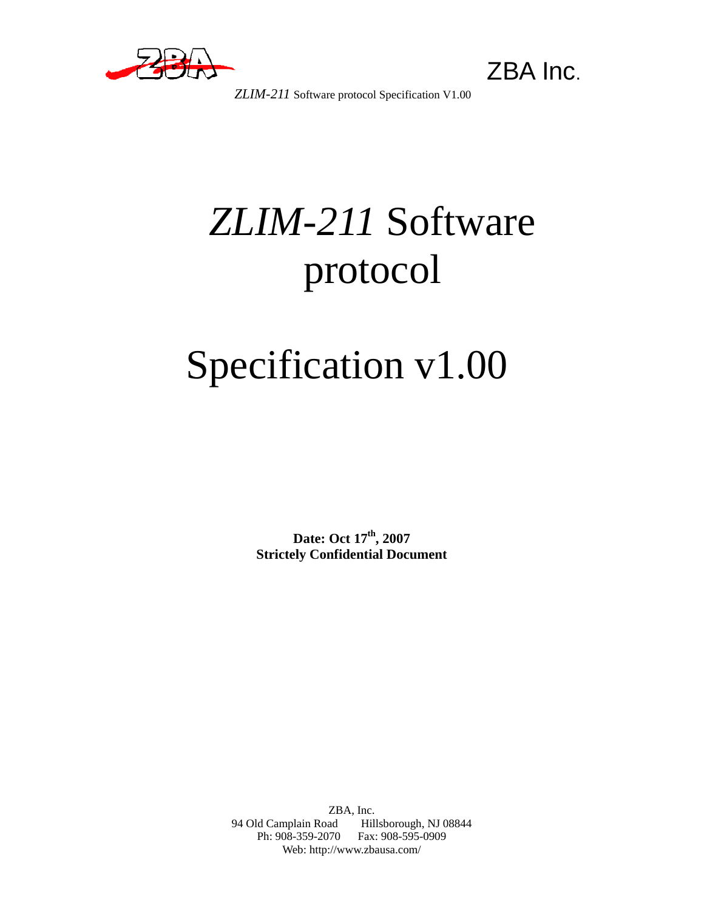ZBA Inc.

# *ZLIM-211* Software protocol

# Specification v1.00

**Date: Oct 17th, 2007**
**Strictely Confidential Document**

ZBA, Inc.
94 Old Camplain Road    Hillsborough, NJ 08844
Ph: 908-359-2070    Fax: 908-595-0909
Web: http://www.zbausa.com/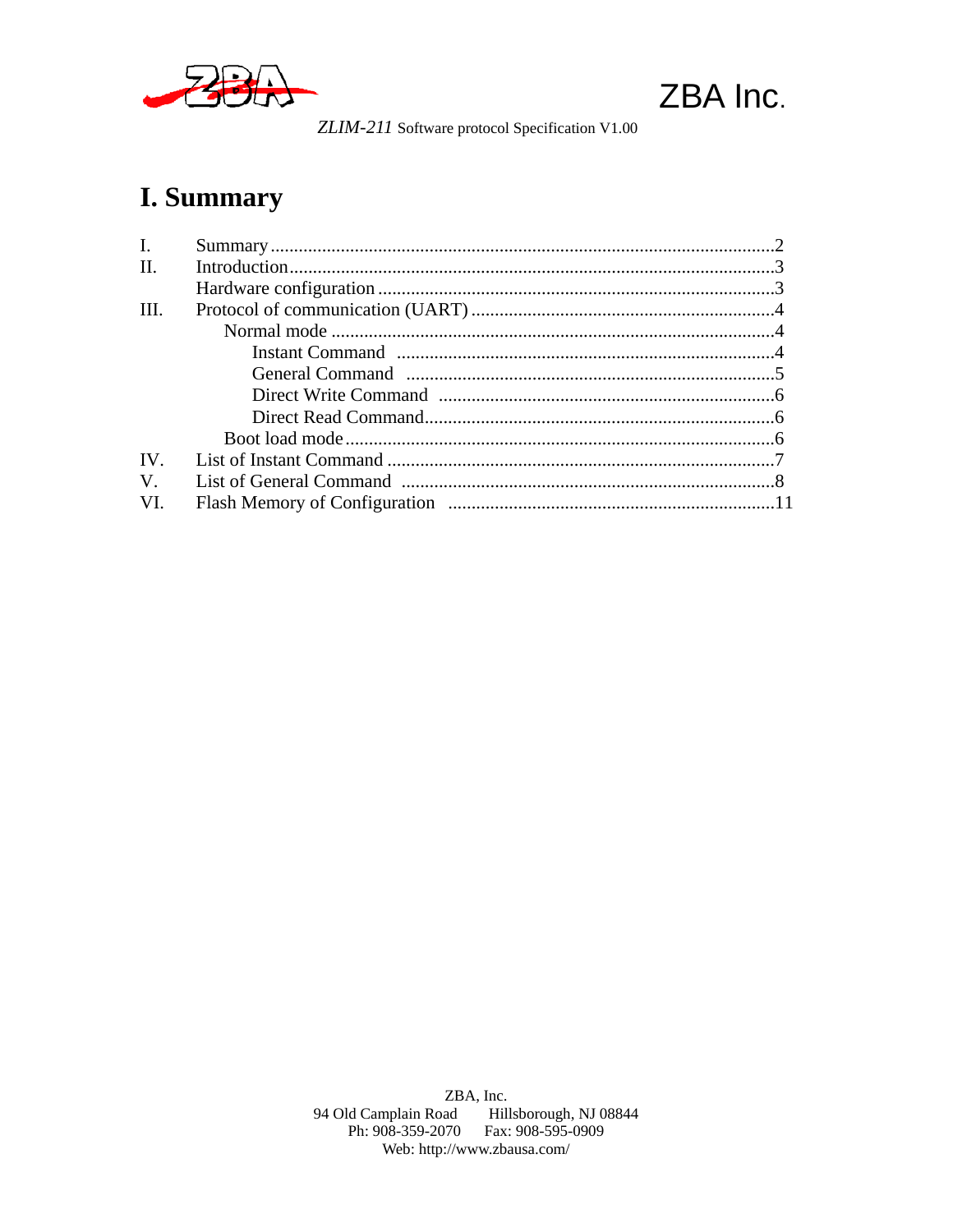# I. Summary

| | | |
|---|---|---|
| I. | Summary | 2 |
| II. | Introduction | 3 |
| | Hardware configuration | 3 |
| III. | Protocol of communication (UART) | 4 |
| | Normal mode | 4 |
| | Instant Command | 4 |
| | General Command | 5 |
| | Direct Write Command | 6 |
| | Direct Read Command | 6 |
| | Boot load mode | 6 |
| IV. | List of Instant Command | 7 |
| V. | List of General Command | 8 |
| VI. | Flash Memory of Configuration | 11 |

ZBA, Inc.
94 Old Camplain Road Hillsborough, NJ 08844
Ph: 908-359-2070 Fax: 908-595-0909
Web: http://www.zbausa.com/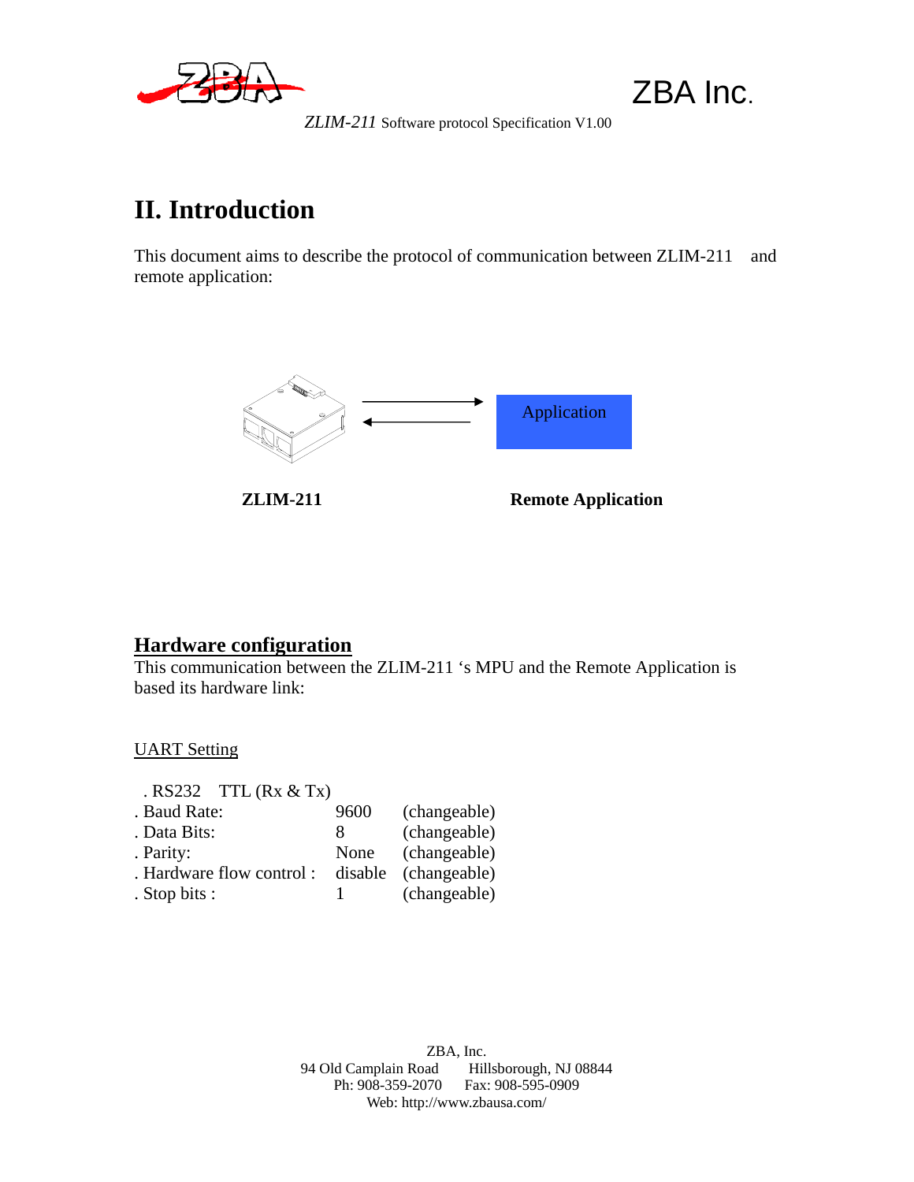# II. Introduction

This document aims to describe the protocol of communication between ZLIM-211 and remote application:

Application

**ZLIM-211** **Remote Application**

## Hardware configuration

This communication between the ZLIM-211 's MPU and the Remote Application is based its hardware link:

UART Setting

. RS232 TTL (Rx & Tx)

| | | |
|---|---|---|
| . Baud Rate: | 9600 | (changeable) |
| . Data Bits: | 8 | (changeable) |
| . Parity: | None | (changeable) |
| . Hardware flow control : | disable | (changeable) |
| . Stop bits : | 1 | (changeable) |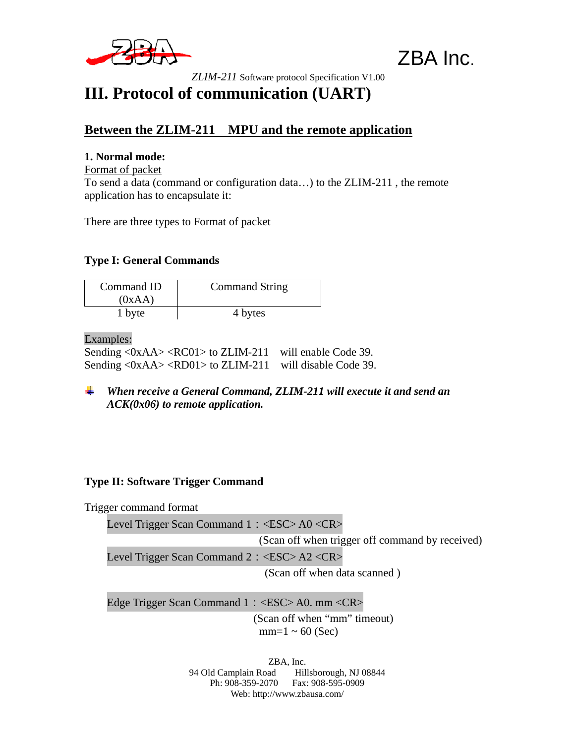# III. Protocol of communication (UART)

## Between the ZLIM-211 MPU and the remote application

### 1. Normal mode:

Format of packet

To send a data (command or configuration data…) to the ZLIM-211 , the remote application has to encapsulate it:

There are three types to Format of packet

### Type I: General Commands

| Command ID (0xAA) | Command String |
|---|---|
| 1 byte | 4 bytes |

Examples:

Sending <0xAA> <RC01> to ZLIM-211 will enable Code 39.
Sending <0xAA> <RD01> to ZLIM-211 will disable Code 39.

- ***When receive a General Command, ZLIM-211 will execute it and send an ACK(0x06) to remote application.***

### Type II: Software Trigger Command

Trigger command format

Level Trigger Scan Command 1：<ESC> A0 <CR>
(Scan off when trigger off command by received)

Level Trigger Scan Command 2：<ESC> A2 <CR>
(Scan off when data scanned )

Edge Trigger Scan Command 1：<ESC> A0. mm <CR>
(Scan off when “mm” timeout)
mm=1 ~ 60 (Sec)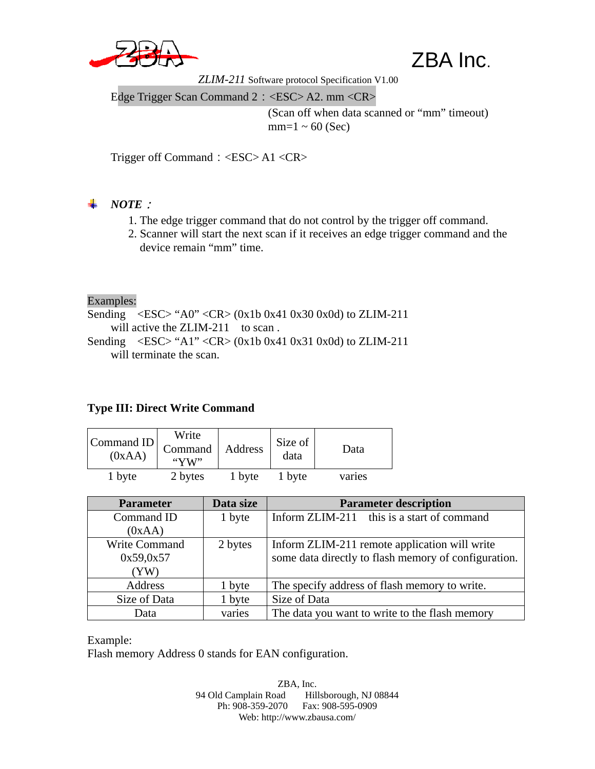Edge Trigger Scan Command 2：<ESC> A2. mm <CR>

(Scan off when data scanned or "mm" timeout)
mm=1 ~ 60 (Sec)

Trigger off Command：<ESC> A1 <CR>

***NOTE*：**

1. The edge trigger command that do not control by the trigger off command.
2. Scanner will start the next scan if it receives an edge trigger command and the device remain "mm" time.

Examples:

Sending <ESC> "A0" <CR> (0x1b 0x41 0x30 0x0d) to ZLIM-211 will active the ZLIM-211 to scan .

Sending <ESC> "A1" <CR> (0x1b 0x41 0x31 0x0d) to ZLIM-211 will terminate the scan.

**Type III: Direct Write Command**

| Command ID (0xAA) | Write Command "YW" | Address | Size of data | Data |
|---|---|---|---|---|
| 1 byte | 2 bytes | 1 byte | 1 byte | varies |

| Parameter | Data size | Parameter description |
|---|---|---|
| Command ID (0xAA) | 1 byte | Inform ZLIM-211 this is a start of command |
| Write Command 0x59,0x57 (YW) | 2 bytes | Inform ZLIM-211 remote application will write some data directly to flash memory of configuration. |
| Address | 1 byte | The specify address of flash memory to write. |
| Size of Data | 1 byte | Size of Data |
| Data | varies | The data you want to write to the flash memory |

Example:

Flash memory Address 0 stands for EAN configuration.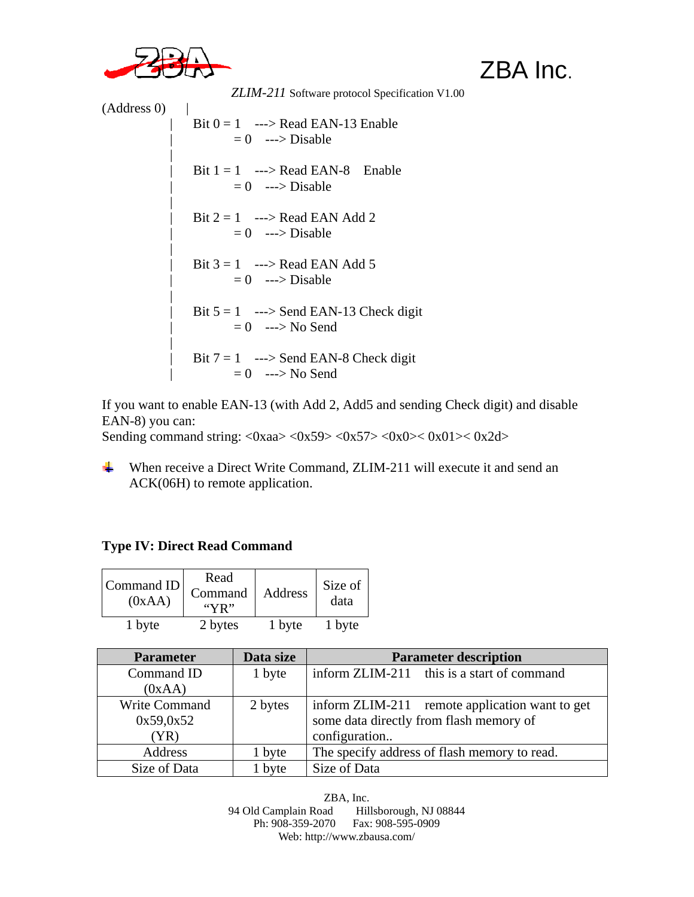```
(Address 0)    |
               |   Bit 0 = 1   ---> Read EAN-13 Enable
               |         = 0   ---> Disable
               |
               |   Bit 1 = 1   ---> Read EAN-8   Enable
               |         = 0   ---> Disable
               |
               |   Bit 2 = 1   ---> Read EAN Add 2
               |         = 0   ---> Disable
               |
               |   Bit 3 = 1   ---> Read EAN Add 5
               |         = 0   ---> Disable
               |
               |   Bit 5 = 1   ---> Send EAN-13 Check digit
               |         = 0   ---> No Send
               |
               |   Bit 7 = 1   ---> Send EAN-8 Check digit
               |         = 0   ---> No Send
```

If you want to enable EAN-13 (with Add 2, Add5 and sending Check digit) and disable EAN-8) you can:
Sending command string: <0xaa> <0x59> <0x57> <0x0>< 0x01>< 0x2d>

- When receive a Direct Write Command, ZLIM-211 will execute it and send an ACK(06H) to remote application.

**Type IV: Direct Read Command**

| Command ID (0xAA) | Read Command "YR" | Address | Size of data |
|---|---|---|---|
| 1 byte | 2 bytes | 1 byte | 1 byte |

| Parameter | Data size | Parameter description |
|---|---|---|
| Command ID (0xAA) | 1 byte | inform ZLIM-211 this is a start of command |
| Write Command 0x59,0x52 (YR) | 2 bytes | inform ZLIM-211 remote application want to get some data directly from flash memory of configuration.. |
| Address | 1 byte | The specify address of flash memory to read. |
| Size of Data | 1 byte | Size of Data |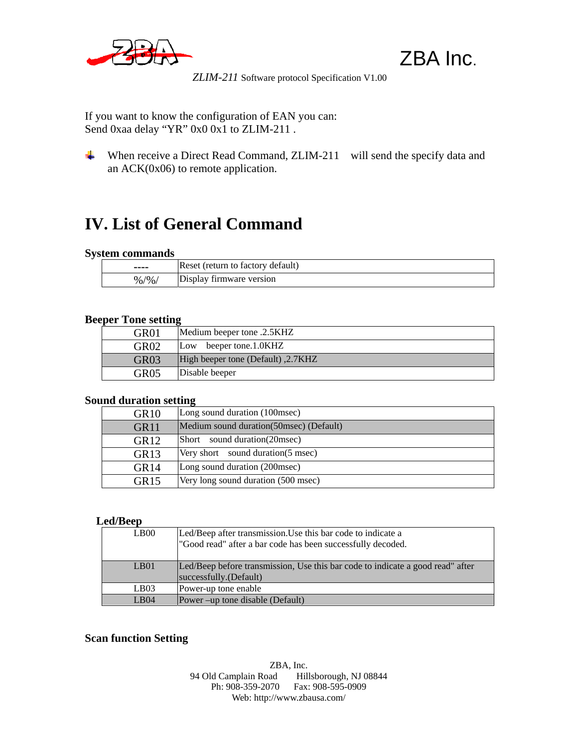If you want to know the configuration of EAN you can:
Send 0xaa delay "YR" 0x0 0x1 to ZLIM-211 .

- When receive a Direct Read Command, ZLIM-211 will send the specify data and an ACK(0x06) to remote application.

# IV. List of General Command

### System commands

| ---- | Reset (return to factory default) |
|---|---|
| %/%/ | Display firmware version |

### Beeper Tone setting

| GR01 | Medium beeper tone .2.5KHZ |
|---|---|
| GR02 | Low beeper tone.1.0KHZ |
| GR03 | High beeper tone (Default) ,2.7KHZ |
| GR05 | Disable beeper |

### Sound duration setting

| GR10 | Long sound duration (100msec) |
|---|---|
| GR11 | Medium sound duration(50msec) (Default) |
| GR12 | Short sound duration(20msec) |
| GR13 | Very short sound duration(5 msec) |
| GR14 | Long sound duration (200msec) |
| GR15 | Very long sound duration (500 msec) |

### Led/Beep

| LB00 | Led/Beep after transmission.Use this bar code to indicate a "Good read" after a bar code has been successfully decoded. |
|---|---|
| LB01 | Led/Beep before transmission, Use this bar code to indicate a good read" after successfully.(Default) |
| LB03 | Power-up tone enable |
| LB04 | Power –up tone disable (Default) |

### Scan function Setting

ZBA, Inc.
94 Old Camplain Road Hillsborough, NJ 08844
Ph: 908-359-2070 Fax: 908-595-0909
Web: http://www.zbausa.com/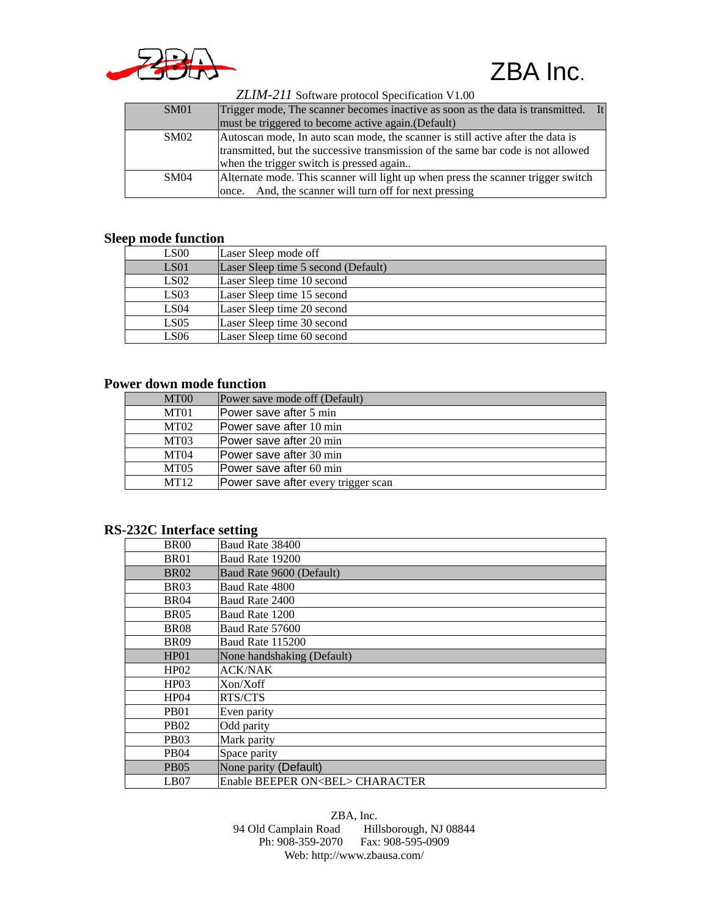| SM01 | Trigger mode, The scanner becomes inactive as soon as the data is transmitted. It must be triggered to become active again.(Default) |
|---|---|
| SM02 | Autoscan mode, In auto scan mode, the scanner is still active after the data is transmitted, but the successive transmission of the same bar code is not allowed when the trigger switch is pressed again.. |
| SM04 | Alternate mode. This scanner will light up when press the scanner trigger switch once. And, the scanner will turn off for next pressing |

### Sleep mode function

| LS00 | Laser Sleep mode off |
|---|---|
| LS01 | Laser Sleep time 5 second (Default) |
| LS02 | Laser Sleep time 10 second |
| LS03 | Laser Sleep time 15 second |
| LS04 | Laser Sleep time 20 second |
| LS05 | Laser Sleep time 30 second |
| LS06 | Laser Sleep time 60 second |

### Power down mode function

| MT00 | Power save mode off (Default) |
|---|---|
| MT01 | Power save after 5 min |
| MT02 | Power save after 10 min |
| MT03 | Power save after 20 min |
| MT04 | Power save after 30 min |
| MT05 | Power save after 60 min |
| MT12 | Power save after every trigger scan |

### RS-232C Interface setting

| BR00 | Baud Rate 38400 |
|---|---|
| BR01 | Baud Rate 19200 |
| BR02 | Baud Rate 9600 (Default) |
| BR03 | Baud Rate 4800 |
| BR04 | Baud Rate 2400 |
| BR05 | Baud Rate 1200 |
| BR08 | Baud Rate 57600 |
| BR09 | Baud Rate 115200 |
| HP01 | None handshaking (Default) |
| HP02 | ACK/NAK |
| HP03 | Xon/Xoff |
| HP04 | RTS/CTS |
| PB01 | Even parity |
| PB02 | Odd parity |
| PB03 | Mark parity |
| PB04 | Space parity |
| PB05 | None parity (Default) |
| LB07 | Enable BEEPER ON<BEL> CHARACTER |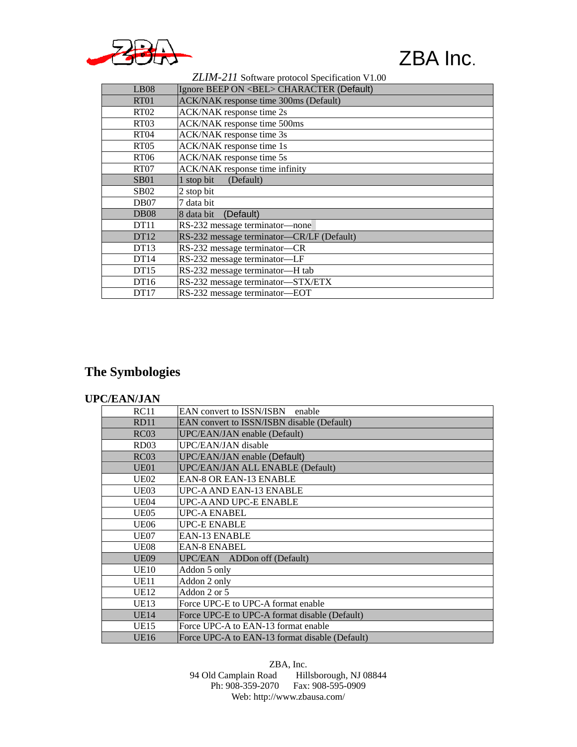| LB08 | Ignore BEEP ON <BEL> CHARACTER (Default) |
|---|---|
| RT01 | ACK/NAK response time 300ms (Default) |
| RT02 | ACK/NAK response time 2s |
| RT03 | ACK/NAK response time 500ms |
| RT04 | ACK/NAK response time 3s |
| RT05 | ACK/NAK response time 1s |
| RT06 | ACK/NAK response time 5s |
| RT07 | ACK/NAK response time infinity |
| SB01 | 1 stop bit (Default) |
| SB02 | 2 stop bit |
| DB07 | 7 data bit |
| DB08 | 8 data bit (Default) |
| DT11 | RS-232 message terminator—none |
| DT12 | RS-232 message terminator—CR/LF (Default) |
| DT13 | RS-232 message terminator—CR |
| DT14 | RS-232 message terminator—LF |
| DT15 | RS-232 message terminator—H tab |
| DT16 | RS-232 message terminator—STX/ETX |
| DT17 | RS-232 message terminator—EOT |

## The Symbologies

### UPC/EAN/JAN

| RC11 | EAN convert to ISSN/ISBN enable |
|---|---|
| RD11 | EAN convert to ISSN/ISBN disable (Default) |
| RC03 | UPC/EAN/JAN enable (Default) |
| RD03 | UPC/EAN/JAN disable |
| RC03 | UPC/EAN/JAN enable (Default) |
| UE01 | UPC/EAN/JAN ALL ENABLE (Default) |
| UE02 | EAN-8 OR EAN-13 ENABLE |
| UE03 | UPC-A AND EAN-13 ENABLE |
| UE04 | UPC-A AND UPC-E ENABLE |
| UE05 | UPC-A ENABEL |
| UE06 | UPC-E ENABLE |
| UE07 | EAN-13 ENABLE |
| UE08 | EAN-8 ENABEL |
| UE09 | UPC/EAN ADDon off (Default) |
| UE10 | Addon 5 only |
| UE11 | Addon 2 only |
| UE12 | Addon 2 or 5 |
| UE13 | Force UPC-E to UPC-A format enable |
| UE14 | Force UPC-E to UPC-A format disable (Default) |
| UE15 | Force UPC-A to EAN-13 format enable |
| UE16 | Force UPC-A to EAN-13 format disable (Default) |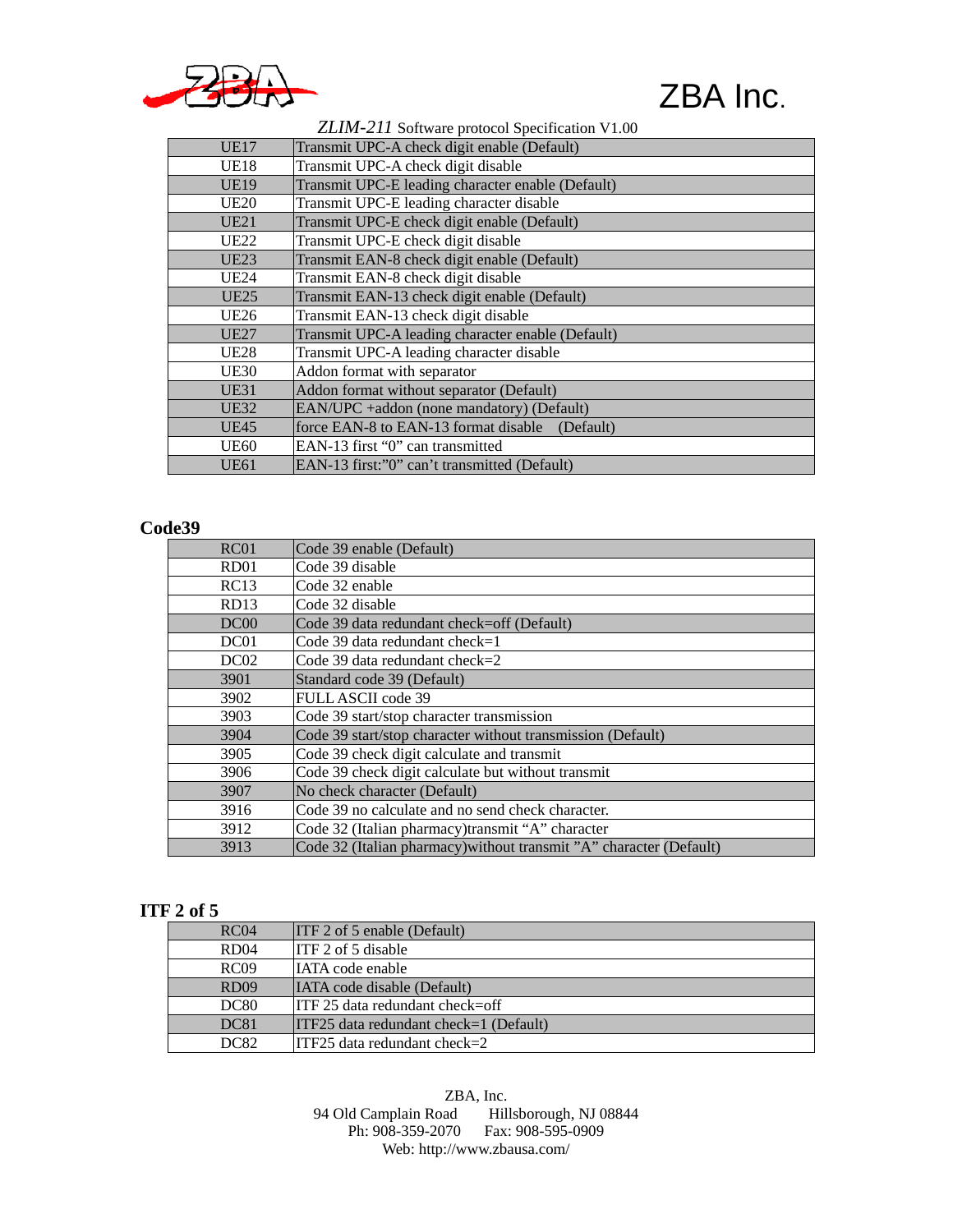| UE17 | Transmit UPC-A check digit enable (Default) |
|---|---|
| UE18 | Transmit UPC-A check digit disable |
| UE19 | Transmit UPC-E leading character enable (Default) |
| UE20 | Transmit UPC-E leading character disable |
| UE21 | Transmit UPC-E check digit enable (Default) |
| UE22 | Transmit UPC-E check digit disable |
| UE23 | Transmit EAN-8 check digit enable (Default) |
| UE24 | Transmit EAN-8 check digit disable |
| UE25 | Transmit EAN-13 check digit enable (Default) |
| UE26 | Transmit EAN-13 check digit disable |
| UE27 | Transmit UPC-A leading character enable (Default) |
| UE28 | Transmit UPC-A leading character disable |
| UE30 | Addon format with separator |
| UE31 | Addon format without separator (Default) |
| UE32 | EAN/UPC +addon (none mandatory) (Default) |
| UE45 | force EAN-8 to EAN-13 format disable (Default) |
| UE60 | EAN-13 first “0” can transmitted |
| UE61 | EAN-13 first:”0” can’t transmitted (Default) |

## Code39

| RC01 | Code 39 enable (Default) |
|---|---|
| RD01 | Code 39 disable |
| RC13 | Code 32 enable |
| RD13 | Code 32 disable |
| DC00 | Code 39 data redundant check=off (Default) |
| DC01 | Code 39 data redundant check=1 |
| DC02 | Code 39 data redundant check=2 |
| 3901 | Standard code 39 (Default) |
| 3902 | FULL ASCII code 39 |
| 3903 | Code 39 start/stop character transmission |
| 3904 | Code 39 start/stop character without transmission (Default) |
| 3905 | Code 39 check digit calculate and transmit |
| 3906 | Code 39 check digit calculate but without transmit |
| 3907 | No check character (Default) |
| 3916 | Code 39 no calculate and no send check character. |
| 3912 | Code 32 (Italian pharmacy)transmit “A” character |
| 3913 | Code 32 (Italian pharmacy)without transmit ”A” character (Default) |

## ITF 2 of 5

| RC04 | ITF 2 of 5 enable (Default) |
|---|---|
| RD04 | ITF 2 of 5 disable |
| RC09 | IATA code enable |
| RD09 | IATA code disable (Default) |
| DC80 | ITF 25 data redundant check=off |
| DC81 | ITF25 data redundant check=1 (Default) |
| DC82 | ITF25 data redundant check=2 |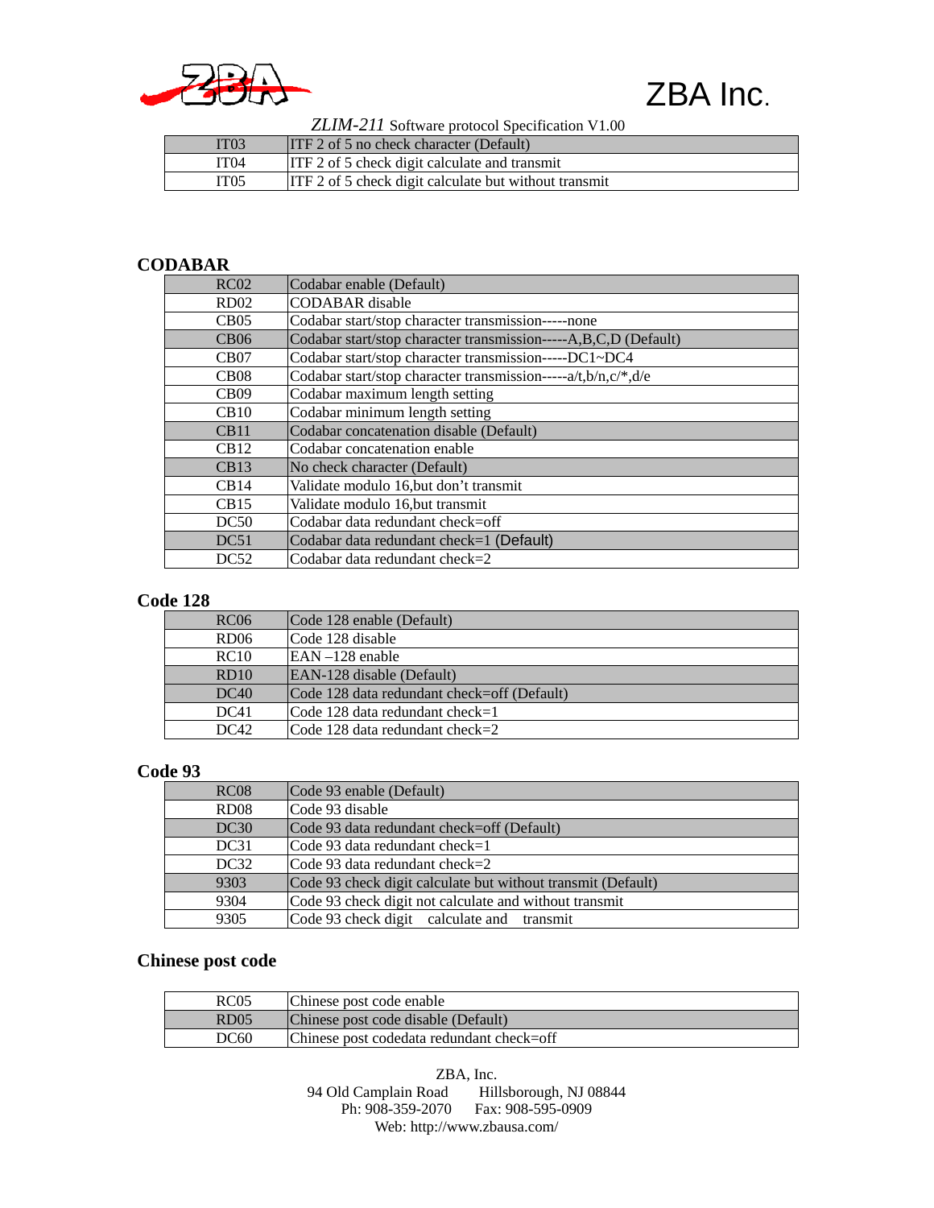| IT03 | ITF 2 of 5 no check character (Default) |
|---|---|
| IT04 | ITF 2 of 5 check digit calculate and transmit |
| IT05 | ITF 2 of 5 check digit calculate but without transmit |

## CODABAR

| RC02 | Codabar enable (Default) |
|---|---|
| RD02 | CODABAR disable |
| CB05 | Codabar start/stop character transmission-----none |
| CB06 | Codabar start/stop character transmission-----A,B,C,D (Default) |
| CB07 | Codabar start/stop character transmission-----DC1~DC4 |
| CB08 | Codabar start/stop character transmission-----a/t,b/n,c/*,d/e |
| CB09 | Codabar maximum length setting |
| CB10 | Codabar minimum length setting |
| CB11 | Codabar concatenation disable (Default) |
| CB12 | Codabar concatenation enable |
| CB13 | No check character (Default) |
| CB14 | Validate modulo 16,but don't transmit |
| CB15 | Validate modulo 16,but transmit |
| DC50 | Codabar data redundant check=off |
| DC51 | Codabar data redundant check=1 (Default) |
| DC52 | Codabar data redundant check=2 |

## Code 128

| RC06 | Code 128 enable (Default) |
|---|---|
| RD06 | Code 128 disable |
| RC10 | EAN –128 enable |
| RD10 | EAN-128 disable (Default) |
| DC40 | Code 128 data redundant check=off (Default) |
| DC41 | Code 128 data redundant check=1 |
| DC42 | Code 128 data redundant check=2 |

## Code 93

| RC08 | Code 93 enable (Default) |
|---|---|
| RD08 | Code 93 disable |
| DC30 | Code 93 data redundant check=off (Default) |
| DC31 | Code 93 data redundant check=1 |
| DC32 | Code 93 data redundant check=2 |
| 9303 | Code 93 check digit calculate but without transmit (Default) |
| 9304 | Code 93 check digit not calculate and without transmit |
| 9305 | Code 93 check digit calculate and transmit |

## Chinese post code

| RC05 | Chinese post code enable |
|---|---|
| RD05 | Chinese post code disable (Default) |
| DC60 | Chinese post codedata redundant check=off |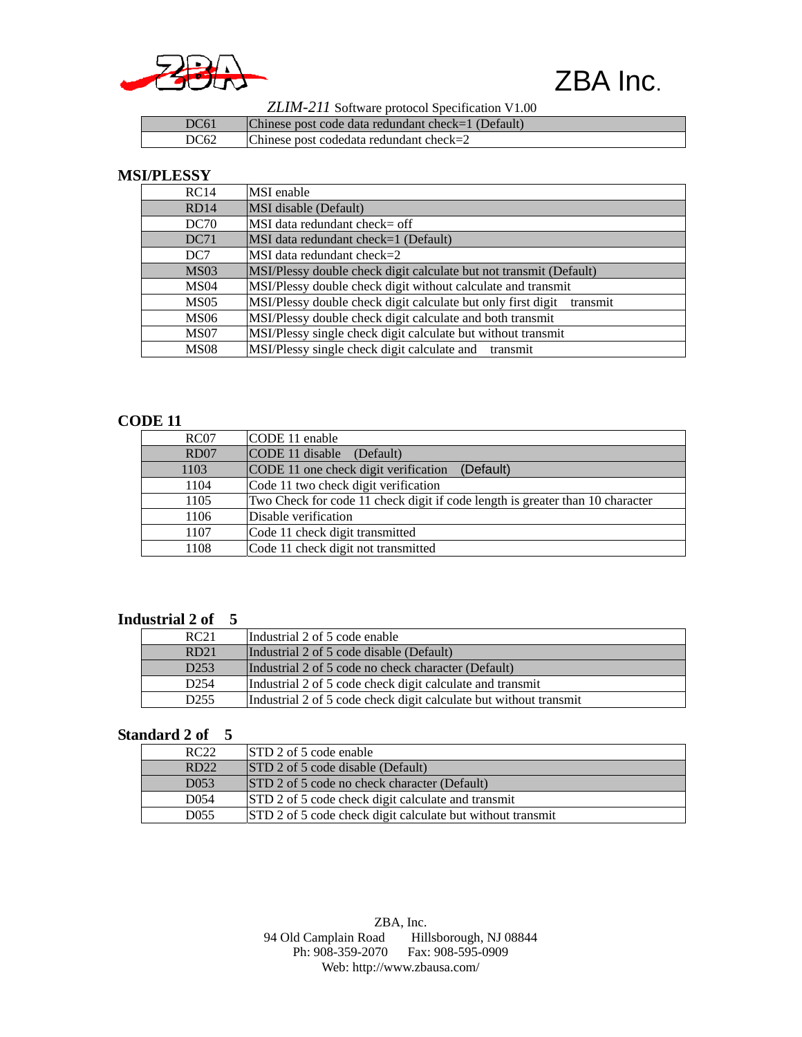| DC61 | Chinese post code data redundant check=1 (Default) |
|---|---|
| DC62 | Chinese post codedata redundant check=2 |

## MSI/PLESSY

| RC14 | MSI enable |
|---|---|
| RD14 | MSI disable (Default) |
| DC70 | MSI data redundant check= off |
| DC71 | MSI data redundant check=1 (Default) |
| DC7 | MSI data redundant check=2 |
| MS03 | MSI/Plessy double check digit calculate but not transmit (Default) |
| MS04 | MSI/Plessy double check digit without calculate and transmit |
| MS05 | MSI/Plessy double check digit calculate but only first digit transmit |
| MS06 | MSI/Plessy double check digit calculate and both transmit |
| MS07 | MSI/Plessy single check digit calculate but without transmit |
| MS08 | MSI/Plessy single check digit calculate and transmit |

## CODE 11

| RC07 | CODE 11 enable |
|---|---|
| RD07 | CODE 11 disable (Default) |
| 1103 | CODE 11 one check digit verification (Default) |
| 1104 | Code 11 two check digit verification |
| 1105 | Two Check for code 11 check digit if code length is greater than 10 character |
| 1106 | Disable verification |
| 1107 | Code 11 check digit transmitted |
| 1108 | Code 11 check digit not transmitted |

## Industrial 2 of 5

| RC21 | Industrial 2 of 5 code enable |
|---|---|
| RD21 | Industrial 2 of 5 code disable (Default) |
| D253 | Industrial 2 of 5 code no check character (Default) |
| D254 | Industrial 2 of 5 code check digit calculate and transmit |
| D255 | Industrial 2 of 5 code check digit calculate but without transmit |

## Standard 2 of 5

| RC22 | STD 2 of 5 code enable |
|---|---|
| RD22 | STD 2 of 5 code disable (Default) |
| D053 | STD 2 of 5 code no check character (Default) |
| D054 | STD 2 of 5 code check digit calculate and transmit |
| D055 | STD 2 of 5 code check digit calculate but without transmit |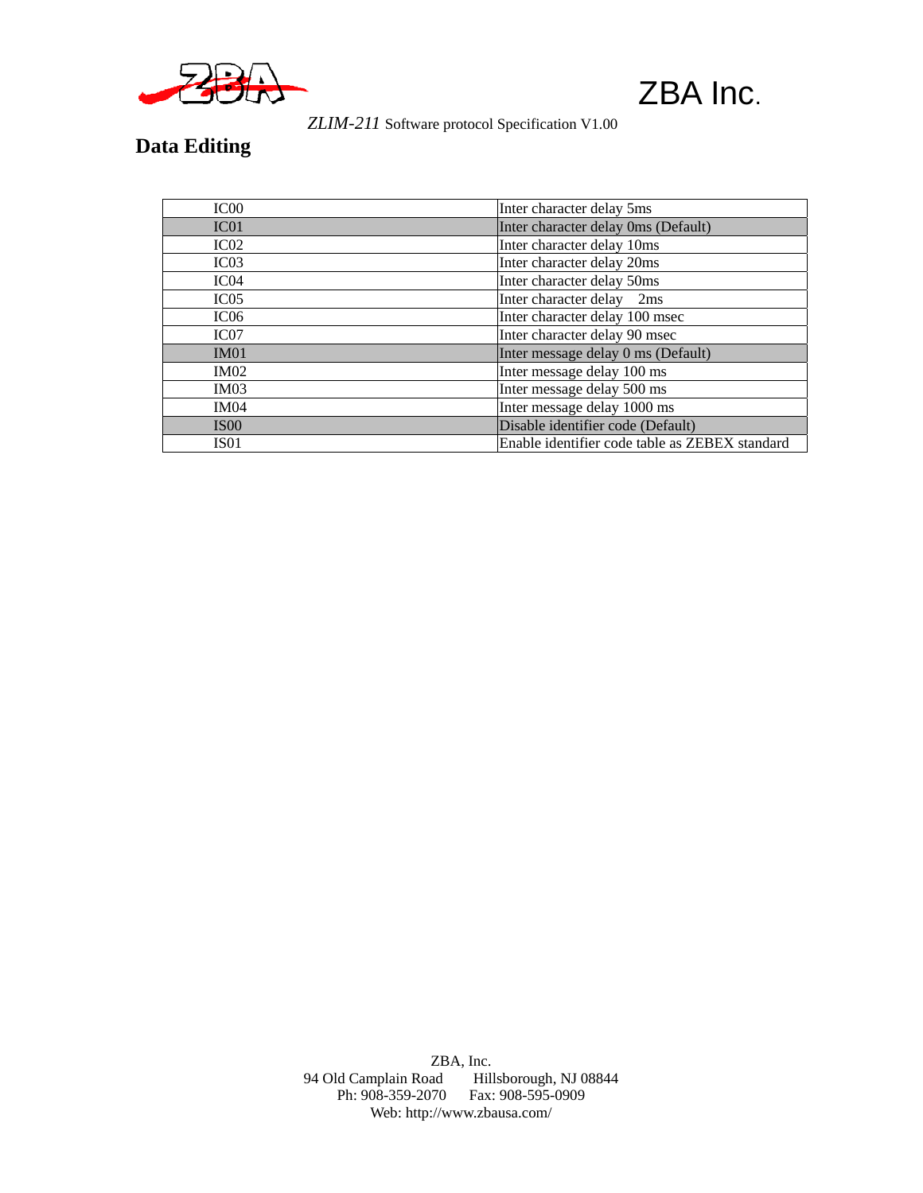## Data Editing

| | |
|---|---|
| IC00 | Inter character delay 5ms |
| IC01 | Inter character delay 0ms (Default) |
| IC02 | Inter character delay 10ms |
| IC03 | Inter character delay 20ms |
| IC04 | Inter character delay 50ms |
| IC05 | Inter character delay 2ms |
| IC06 | Inter character delay 100 msec |
| IC07 | Inter character delay 90 msec |
| IM01 | Inter message delay 0 ms (Default) |
| IM02 | Inter message delay 100 ms |
| IM03 | Inter message delay 500 ms |
| IM04 | Inter message delay 1000 ms |
| IS00 | Disable identifier code (Default) |
| IS01 | Enable identifier code table as ZEBEX standard |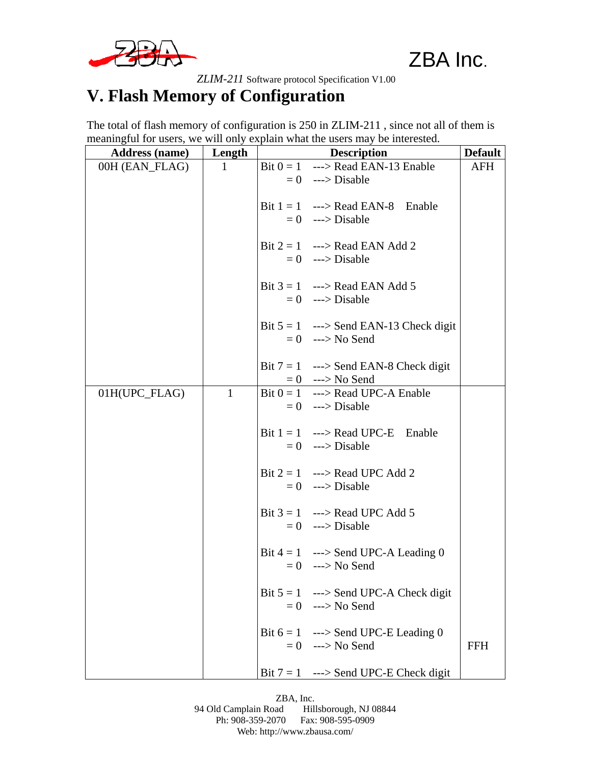# V. Flash Memory of Configuration

The total of flash memory of configuration is 250 in ZLIM-211 , since not all of them is meaningful for users, we will only explain what the users may be interested.

| Address (name) | Length | Description | Default |
|---|---|---|---|
| 00H (EAN_FLAG) | 1 | Bit 0 = 1 ---> Read EAN-13 Enable<br>= 0 ---> Disable<br><br>Bit 1 = 1 ---> Read EAN-8 Enable<br>= 0 ---> Disable<br><br>Bit 2 = 1 ---> Read EAN Add 2<br>= 0 ---> Disable<br><br>Bit 3 = 1 ---> Read EAN Add 5<br>= 0 ---> Disable<br><br>Bit 5 = 1 ---> Send EAN-13 Check digit<br>= 0 ---> No Send<br><br>Bit 7 = 1 ---> Send EAN-8 Check digit<br>= 0 ---> No Send | AFH |
| 01H(UPC_FLAG) | 1 | Bit 0 = 1 ---> Read UPC-A Enable<br>= 0 ---> Disable<br><br>Bit 1 = 1 ---> Read UPC-E Enable<br>= 0 ---> Disable<br><br>Bit 2 = 1 ---> Read UPC Add 2<br>= 0 ---> Disable<br><br>Bit 3 = 1 ---> Read UPC Add 5<br>= 0 ---> Disable<br><br>Bit 4 = 1 ---> Send UPC-A Leading 0<br>= 0 ---> No Send<br><br>Bit 5 = 1 ---> Send UPC-A Check digit<br>= 0 ---> No Send<br><br>Bit 6 = 1 ---> Send UPC-E Leading 0<br>= 0 ---> No Send<br><br>Bit 7 = 1 ---> Send UPC-E Check digit | FFH |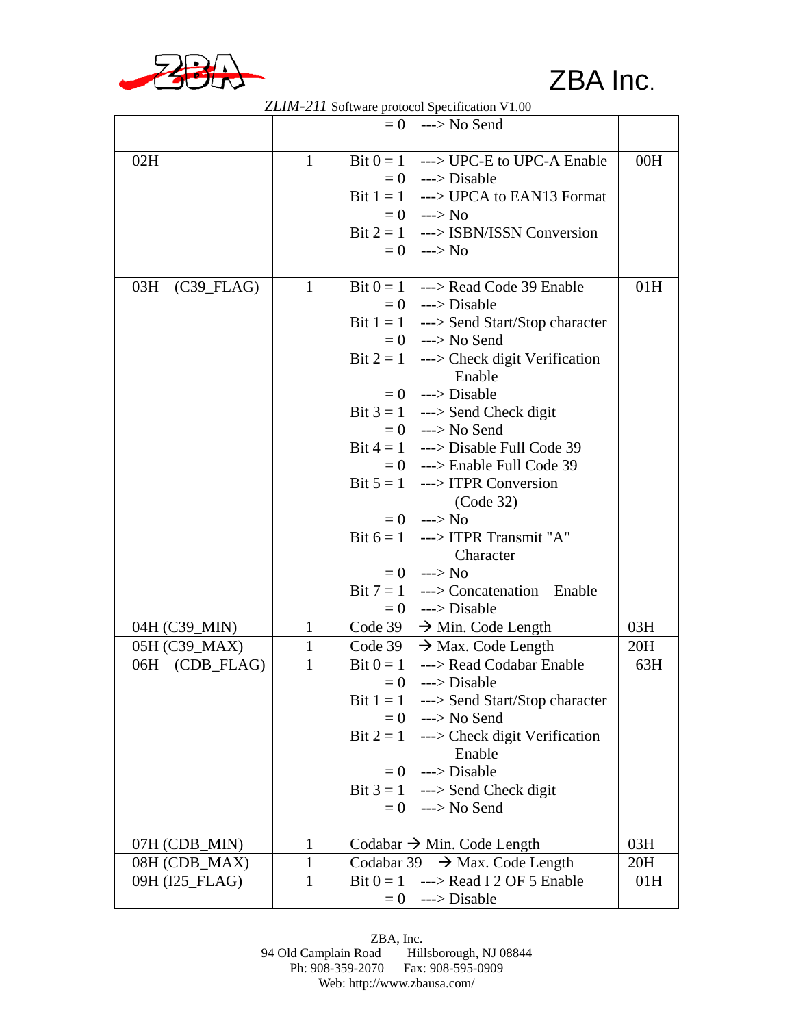|  |  | = 0 ---> No Send |  |
|---|---|---|---|
| 02H | 1 | Bit 0 = 1 ---> UPC-E to UPC-A Enable<br>= 0 ---> Disable<br>Bit 1 = 1 ---> UPCA to EAN13 Format<br>= 0 ---> No<br>Bit 2 = 1 ---> ISBN/ISSN Conversion<br>= 0 ---> No | 00H |
| 03H (C39_FLAG) | 1 | Bit 0 = 1 ---> Read Code 39 Enable<br>= 0 ---> Disable<br>Bit 1 = 1 ---> Send Start/Stop character<br>= 0 ---> No Send<br>Bit 2 = 1 ---> Check digit Verification Enable<br>= 0 ---> Disable<br>Bit 3 = 1 ---> Send Check digit<br>= 0 ---> No Send<br>Bit 4 = 1 ---> Disable Full Code 39<br>= 0 ---> Enable Full Code 39<br>Bit 5 = 1 ---> ITPR Conversion (Code 32)<br>= 0 ---> No<br>Bit 6 = 1 ---> ITPR Transmit "A" Character<br>= 0 ---> No<br>Bit 7 = 1 ---> Concatenation Enable<br>= 0 ---> Disable | 01H |
| 04H (C39_MIN) | 1 | Code 39 → Min. Code Length | 03H |
| 05H (C39_MAX) | 1 | Code 39 → Max. Code Length | 20H |
| 06H (CDB_FLAG) | 1 | Bit 0 = 1 ---> Read Codabar Enable<br>= 0 ---> Disable<br>Bit 1 = 1 ---> Send Start/Stop character<br>= 0 ---> No Send<br>Bit 2 = 1 ---> Check digit Verification Enable<br>= 0 ---> Disable<br>Bit 3 = 1 ---> Send Check digit<br>= 0 ---> No Send | 63H |
| 07H (CDB_MIN) | 1 | Codabar → Min. Code Length | 03H |
| 08H (CDB_MAX) | 1 | Codabar 39 → Max. Code Length | 20H |
| 09H (I25_FLAG) | 1 | Bit 0 = 1 ---> Read I 2 OF 5 Enable<br>= 0 ---> Disable | 01H |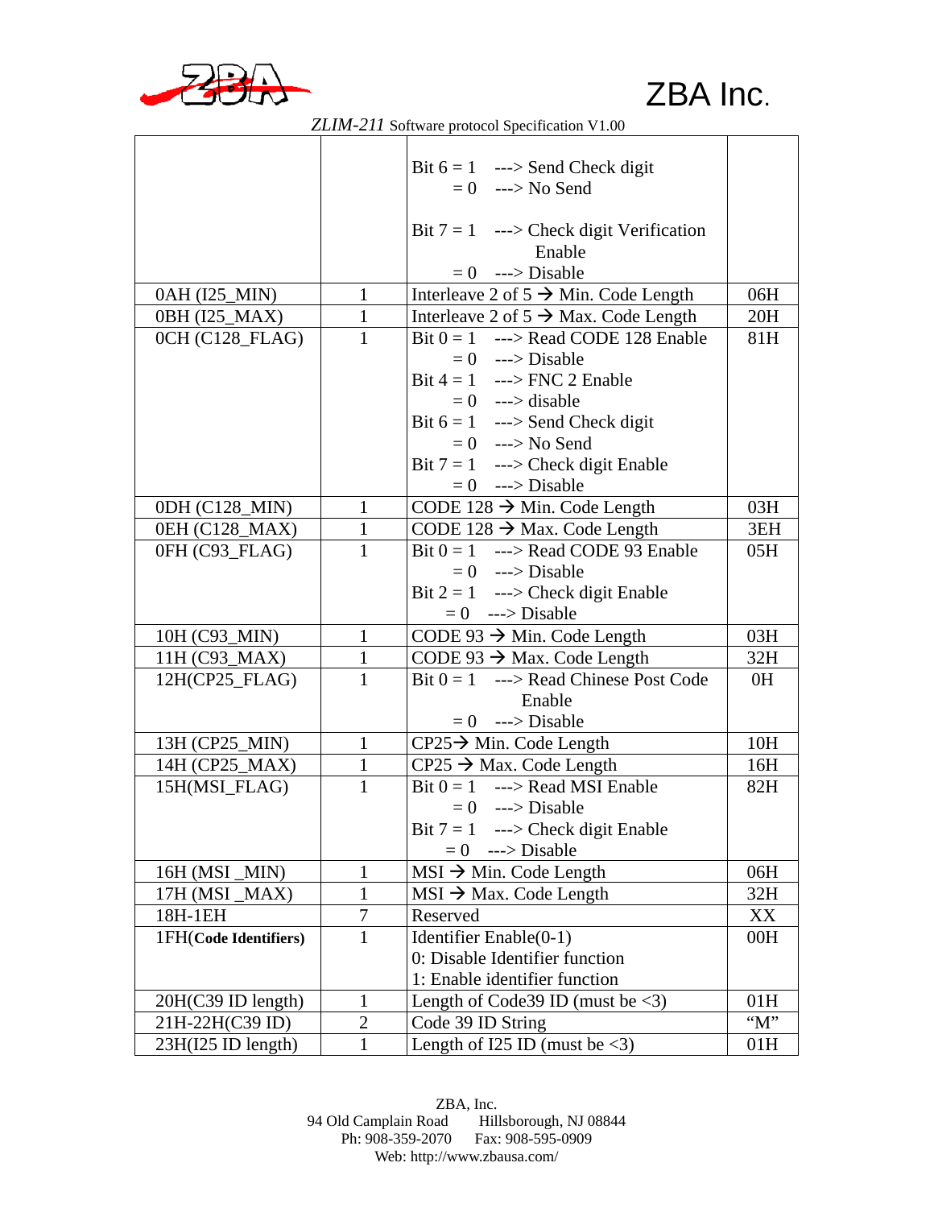| | | | |
|---|---|---|---|
| | | Bit 6 = 1 ---> Send Check digit<br>= 0 ---> No Send<br><br>Bit 7 = 1 ---> Check digit Verification Enable<br>= 0 ---> Disable | |
| 0AH (I25_MIN) | 1 | Interleave 2 of 5 → Min. Code Length | 06H |
| 0BH (I25_MAX) | 1 | Interleave 2 of 5 → Max. Code Length | 20H |
| 0CH (C128_FLAG) | 1 | Bit 0 = 1 ---> Read CODE 128 Enable<br>= 0 ---> Disable<br>Bit 4 = 1 ---> FNC 2 Enable<br>= 0 ---> disable<br>Bit 6 = 1 ---> Send Check digit<br>= 0 ---> No Send<br>Bit 7 = 1 ---> Check digit Enable<br>= 0 ---> Disable | 81H |
| 0DH (C128_MIN) | 1 | CODE 128 → Min. Code Length | 03H |
| 0EH (C128_MAX) | 1 | CODE 128 → Max. Code Length | 3EH |
| 0FH (C93_FLAG) | 1 | Bit 0 = 1 ---> Read CODE 93 Enable<br>= 0 ---> Disable<br>Bit 2 = 1 ---> Check digit Enable<br>= 0 ---> Disable | 05H |
| 10H (C93_MIN) | 1 | CODE 93 → Min. Code Length | 03H |
| 11H (C93_MAX) | 1 | CODE 93 → Max. Code Length | 32H |
| 12H(CP25_FLAG) | 1 | Bit 0 = 1 ---> Read Chinese Post Code Enable<br>= 0 ---> Disable | 0H |
| 13H (CP25_MIN) | 1 | CP25→ Min. Code Length | 10H |
| 14H (CP25_MAX) | 1 | CP25 → Max. Code Length | 16H |
| 15H(MSI_FLAG) | 1 | Bit 0 = 1 ---> Read MSI Enable<br>= 0 ---> Disable<br>Bit 7 = 1 ---> Check digit Enable<br>= 0 ---> Disable | 82H |
| 16H (MSI _MIN) | 1 | MSI → Min. Code Length | 06H |
| 17H (MSI _MAX) | 1 | MSI → Max. Code Length | 32H |
| 18H-1EH | 7 | Reserved | XX |
| 1FH(**Code Identifiers**) | 1 | Identifier Enable(0-1)<br>0: Disable Identifier function<br>1: Enable identifier function | 00H |
| 20H(C39 ID length) | 1 | Length of Code39 ID (must be <3) | 01H |
| 21H-22H(C39 ID) | 2 | Code 39 ID String | "M" |
| 23H(I25 ID length) | 1 | Length of I25 ID (must be <3) | 01H |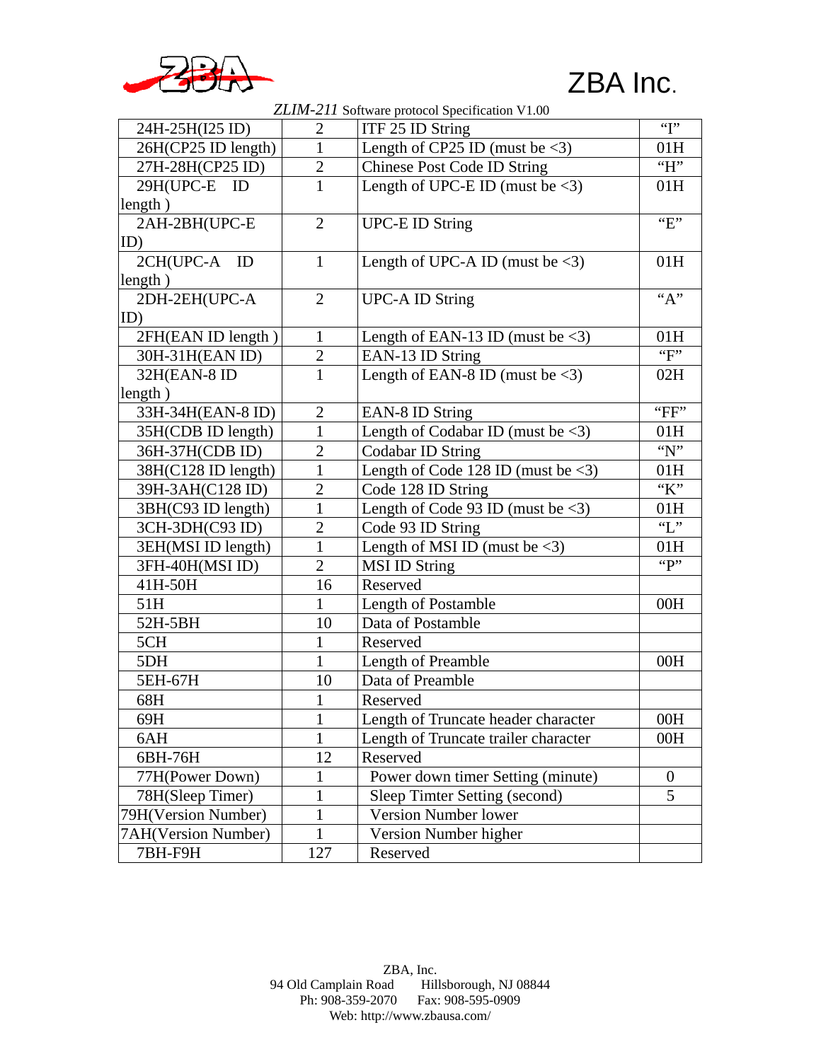| | | | |
|---|---|---|---|
| 24H-25H(I25 ID) | 2 | ITF 25 ID String | "I" |
| 26H(CP25 ID length) | 1 | Length of CP25 ID (must be <3) | 01H |
| 27H-28H(CP25 ID) | 2 | Chinese Post Code ID String | "H" |
| 29H(UPC-E ID length ) | 1 | Length of UPC-E ID (must be <3) | 01H |
| 2AH-2BH(UPC-E ID) | 2 | UPC-E ID String | "E" |
| 2CH(UPC-A ID length ) | 1 | Length of UPC-A ID (must be <3) | 01H |
| 2DH-2EH(UPC-A ID) | 2 | UPC-A ID String | "A" |
| 2FH(EAN ID length ) | 1 | Length of EAN-13 ID (must be <3) | 01H |
| 30H-31H(EAN ID) | 2 | EAN-13 ID String | "F" |
| 32H(EAN-8 ID length ) | 1 | Length of EAN-8 ID (must be <3) | 02H |
| 33H-34H(EAN-8 ID) | 2 | EAN-8 ID String | "FF" |
| 35H(CDB ID length) | 1 | Length of Codabar ID (must be <3) | 01H |
| 36H-37H(CDB ID) | 2 | Codabar ID String | "N" |
| 38H(C128 ID length) | 1 | Length of Code 128 ID (must be <3) | 01H |
| 39H-3AH(C128 ID) | 2 | Code 128 ID String | "K" |
| 3BH(C93 ID length) | 1 | Length of Code 93 ID (must be <3) | 01H |
| 3CH-3DH(C93 ID) | 2 | Code 93 ID String | "L" |
| 3EH(MSI ID length) | 1 | Length of MSI ID (must be <3) | 01H |
| 3FH-40H(MSI ID) | 2 | MSI ID String | "P" |
| 41H-50H | 16 | Reserved | |
| 51H | 1 | Length of Postamble | 00H |
| 52H-5BH | 10 | Data of Postamble | |
| 5CH | 1 | Reserved | |
| 5DH | 1 | Length of Preamble | 00H |
| 5EH-67H | 10 | Data of Preamble | |
| 68H | 1 | Reserved | |
| 69H | 1 | Length of Truncate header character | 00H |
| 6AH | 1 | Length of Truncate trailer character | 00H |
| 6BH-76H | 12 | Reserved | |
| 77H(Power Down) | 1 | Power down timer Setting (minute) | 0 |
| 78H(Sleep Timer) | 1 | Sleep Timter Setting (second) | 5 |
| 79H(Version Number) | 1 | Version Number lower | |
| 7AH(Version Number) | 1 | Version Number higher | |
| 7BH-F9H | 127 | Reserved | |